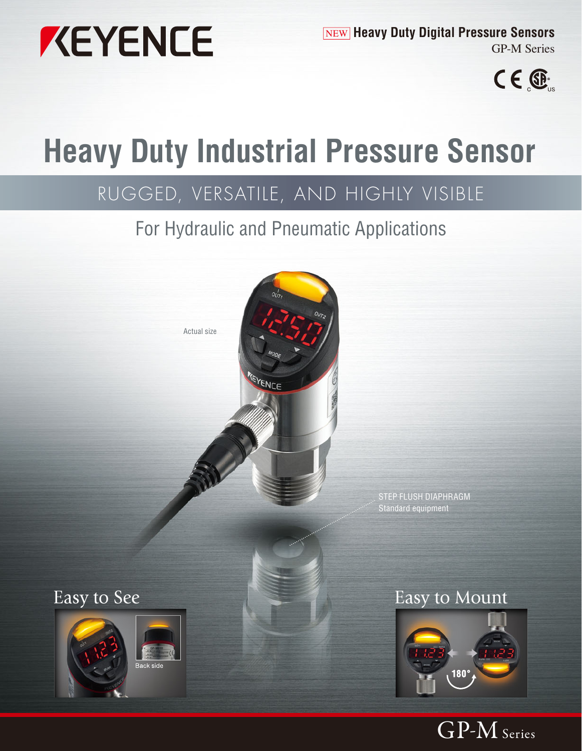KEYENCE

NEW **Heavy Duty Digital Pressure Sensors**

GP-M Series

# Heavy Duty Industrial Pressure Sensor

## RUGGED, VERSATILE, AND HIGHLY VISIBLE

For Hydraulic and Pneumatic Applications

Actual size

STEP FLUSH DIAPHRAGM
Standard equipment

### Easy to See

Back side

### Easy to Mount

180°

GP-M Series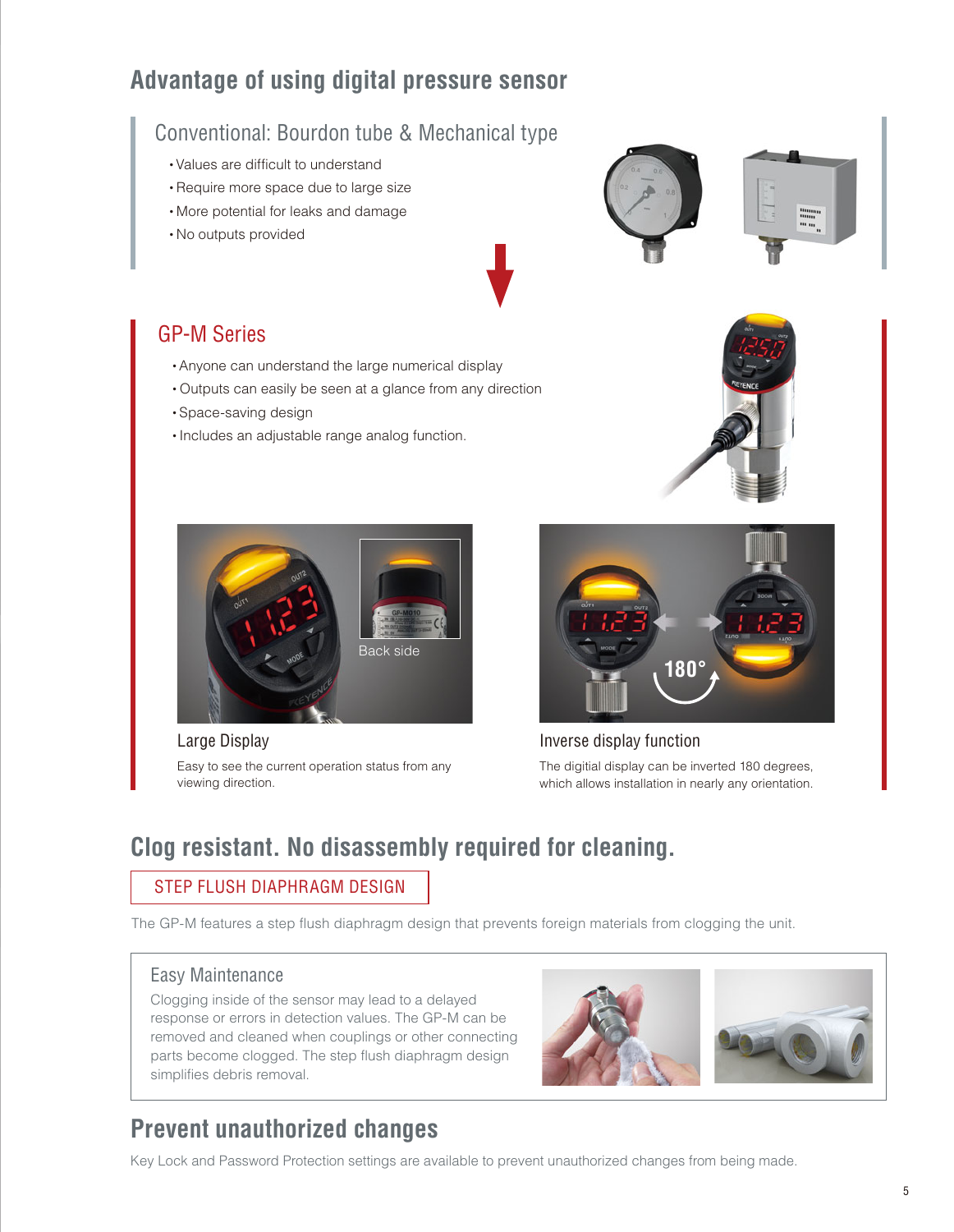# Advantage of using digital pressure sensor

## Conventional: Bourdon tube & Mechanical type

- Values are difficult to understand
- Require more space due to large size
- More potential for leaks and damage
- No outputs provided

## GP-M Series

- Anyone can understand the large numerical display
- Outputs can easily be seen at a glance from any direction
- Space-saving design
- Includes an adjustable range analog function.

Back side

### Large Display

Easy to see the current operation status from any viewing direction.

### Inverse display function

The digitial display can be inverted 180 degrees, which allows installation in nearly any orientation.

# Clog resistant. No disassembly required for cleaning.

## STEP FLUSH DIAPHRAGM DESIGN

The GP-M features a step flush diaphragm design that prevents foreign materials from clogging the unit.

### Easy Maintenance

Clogging inside of the sensor may lead to a delayed response or errors in detection values. The GP-M can be removed and cleaned when couplings or other connecting parts become clogged. The step flush diaphragm design simplifies debris removal.

# Prevent unauthorized changes

Key Lock and Password Protection settings are available to prevent unauthorized changes from being made.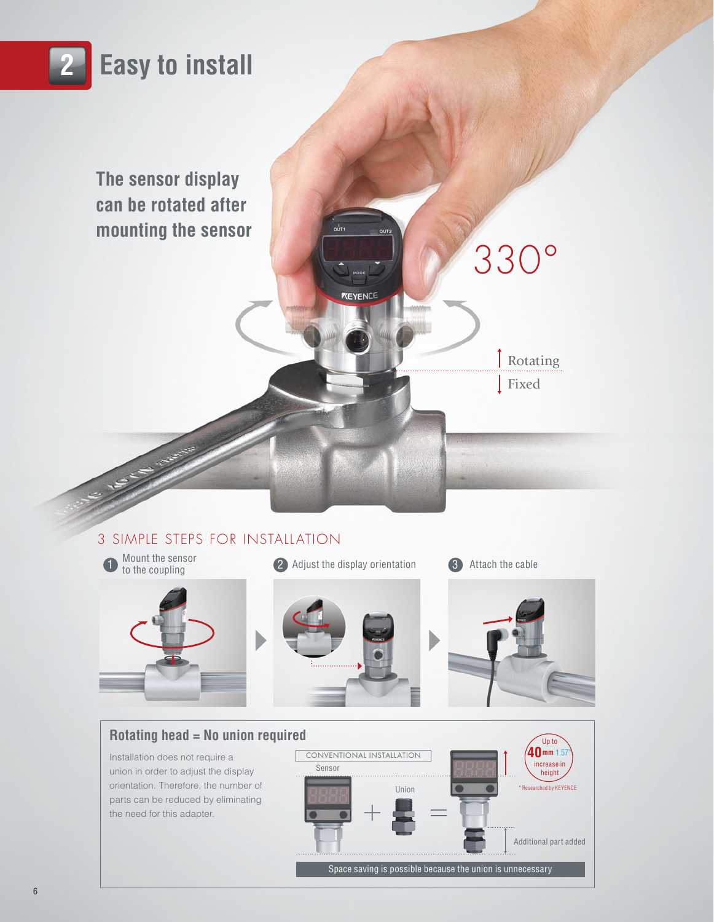# 2 Easy to install

**The sensor display can be rotated after mounting the sensor**

330°

Rotating

Fixed

## 3 SIMPLE STEPS FOR INSTALLATION

1. Mount the sensor to the coupling
2. Adjust the display orientation
3. Attach the cable

### Rotating head = No union required

Installation does not require a union in order to adjust the display orientation. Therefore, the number of parts can be reduced by eliminating the need for this adapter.

CONVENTIONAL INSTALLATION

Sensor + Union = Additional part added

Up to **40 mm** 1.57" increase in height

\* Researched by KEYENCE

Space saving is possible because the union is unnecessary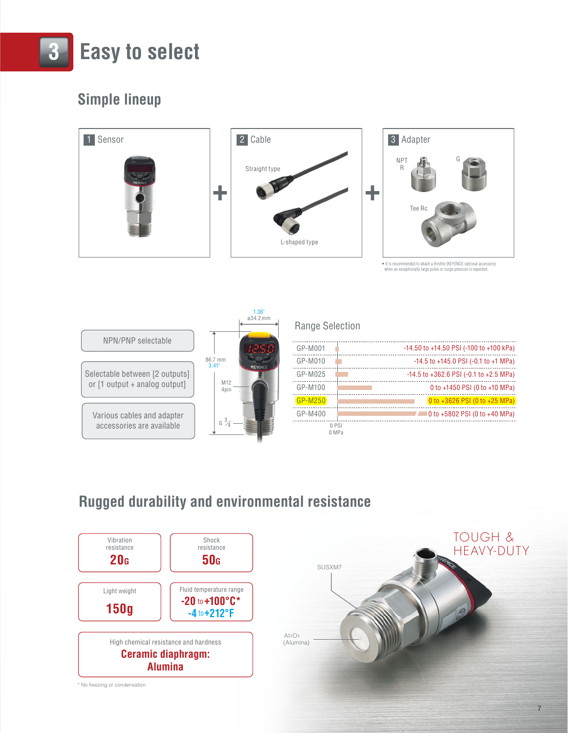# 3 Easy to select

## Simple lineup

**1 Sensor** + **2 Cable** + **3 Adapter**

2 Cable: Straight type, L-shaped type

3 Adapter: NPT R, G, Tee Rc

• It is recommended to attach a throttle (KEYENCE optional accessory) when an exceptionally large pulse or surge pressure is expected.

- NPN/PNP selectable
- Selectable between [2 outputs] or [1 output + analog output]
- Various cables and adapter accessories are available

1.36" ø34.2 mm
86.7 mm 3.41"
M12 4pin
G 3/4

### Range Selection

| Model | Range |
|---|---|
| GP-M001 | -14.50 to +14.50 PSI (-100 to +100 kPa) |
| GP-M010 | -14.5 to +145.0 PSI (-0.1 to +1 MPa) |
| GP-M025 | -14.5 to +362.6 PSI (-0.1 to +2.5 MPa) |
| GP-M100 | 0 to +1450 PSI (0 to +10 MPa) |
| GP-M250 | 0 to +3626 PSI (0 to +25 MPa) |
| GP-M400 | 0 to +5802 PSI (0 to +40 MPa) |

0 PSI
0 MPa

## Rugged durability and environmental resistance

| | |
|---|---|
| Vibration resistance **20G** | Shock resistance **50G** |
| Light weight **150g** | Fluid temperature range **-20 to +100°C*** **-4 to +212°F** |

High chemical resistance and hardness
**Ceramic diaphragm: Alumina**

* No freezing or condensation

SUSXM7

$Al_2O_3$ (Alumina)

TOUGH & HEAVY-DUTY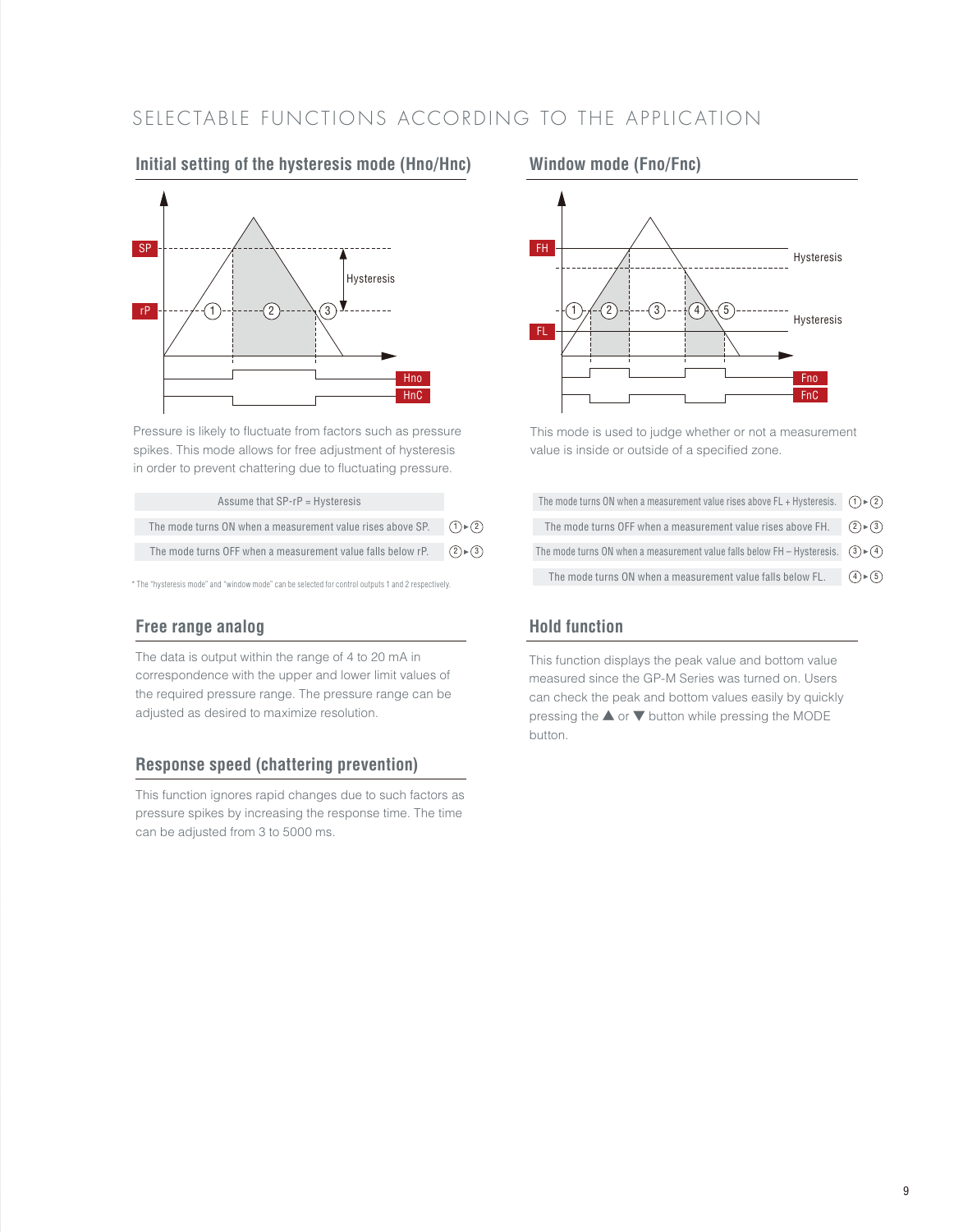# SELECTABLE FUNCTIONS ACCORDING TO THE APPLICATION

## Initial setting of the hysteresis mode (Hno/Hnc)

Pressure is likely to fluctuate from factors such as pressure spikes. This mode allows for free adjustment of hysteresis in order to prevent chattering due to fluctuating pressure.

| Assume that SP-rP = Hysteresis | |
|---|---|
| The mode turns ON when a measurement value rises above SP. | ①▸② |
| The mode turns OFF when a measurement value falls below rP. | ②▸③ |

* The "hysteresis mode" and "window mode" can be selected for control outputs 1 and 2 respectively.

## Window mode (Fno/Fnc)

This mode is used to judge whether or not a measurement value is inside or outside of a specified zone.

| | |
|---|---|
| The mode turns ON when a measurement value rises above FL + Hysteresis. | ①▸② |
| The mode turns OFF when a measurement value rises above FH. | ②▸③ |
| The mode turns ON when a measurement value falls below FH – Hysteresis. | ③▸④ |
| The mode turns ON when a measurement value falls below FL. | ④▸⑤ |

## Free range analog

The data is output within the range of 4 to 20 mA in correspondence with the upper and lower limit values of the required pressure range. The pressure range can be adjusted as desired to maximize resolution.

## Response speed (chattering prevention)

This function ignores rapid changes due to such factors as pressure spikes by increasing the response time. The time can be adjusted from 3 to 5000 ms.

## Hold function

This function displays the peak value and bottom value measured since the GP-M Series was turned on. Users can check the peak and bottom values easily by quickly pressing the ▲ or ▼ button while pressing the MODE button.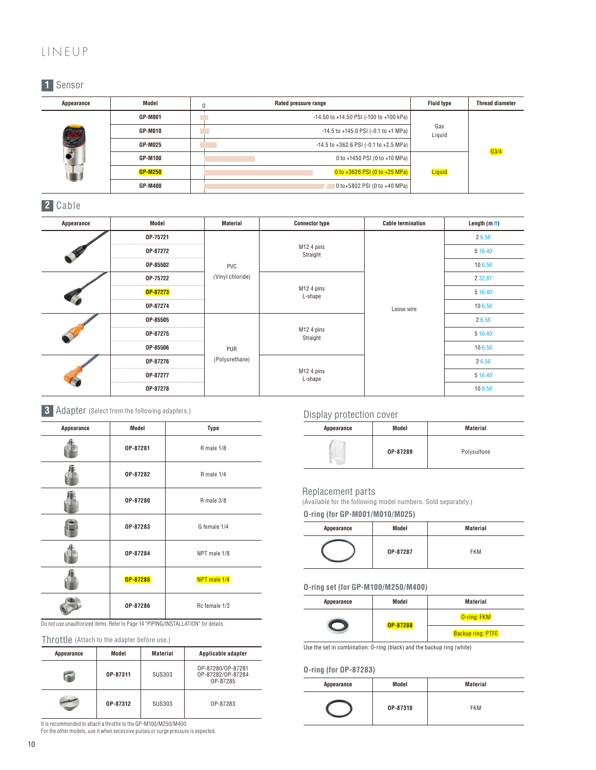# LINEUP

## 1 Sensor

| Appearance | Model | Rated pressure range | Fluid type | Thread diameter |
|---|---|---|---|---|
| | GP-M001 | -14.50 to +14.50 PSI (-100 to +100 kPa) | Gas Liquid | G3/4 |
| | GP-M010 | -14.5 to +145.0 PSI (-0.1 to +1 MPa) | | |
| | GP-M025 | -14.5 to +362.6 PSI (-0.1 to +2.5 MPa) | | |
| | GP-M100 | 0 to +1450 PSI (0 to +10 MPa) | Liquid | |
| | GP-M250 | 0 to +3626 PSI (0 to +25 MPa) | | |
| | GP-M400 | 0 to+5802 PSI (0 to +40 MPa) | | |

## 2 Cable

| Appearance | Model | Material | Connector type | Cable termination | Length (m ft) |
|---|---|---|---|---|---|
| | OP-75721 | PVC (Vinyl chloride) | M12 4 pins Straight | Loose wire | 2 6.56' |
| | OP-87272 | | | | 5 16.40' |
| | OP-85502 | | | | 10 6.56' |
| | OP-75722 | | M12 4 pins L-shape | | 2 32.81' |
| | OP-87273 | | | | 5 16.40' |
| | OP-87274 | | | | 10 6.56' |
| | OP-85505 | PUR (Polyurethane) | M12 4 pins Straight | | 2 6.56' |
| | OP-87275 | | | | 5 16.40' |
| | OP-85506 | | | | 10 6.56' |
| | OP-87276 | | M12 4 pins L-shape | | 2 6.56' |
| | OP-87277 | | | | 5 16.40' |
| | OP-87278 | | | | 10 6.56' |

## 3 Adapter (Select from the following adapters.)

| Appearance | Model | Type |
|---|---|---|
| | OP-87281 | R male 1/8 |
| | OP-87282 | R male 1/4 |
| | OP-87280 | R male 3/8 |
| | OP-87283 | G female 1/4 |
| | OP-87284 | NPT male 1/8 |
| | OP-87285 | NPT male 1/4 |
| | OP-87286 | Rc female 1/2 |

Do not use unauthorized items. Refer to Page 14 "PIPING/INSTALLATION" for details.

### Throttle (Attach to the adapter before use.)

| Appearance | Model | Material | Applicable adapter |
|---|---|---|---|
| | OP-87311 | SUS303 | OP-87280/OP-87281 OP-87282/OP-87284 OP-87285 |
| | OP-87312 | SUS303 | OP-87283 |

It is recommended to attach a throttle to the GP-M100/M250/M400.
For the other models, use it when excessive pulses or surge pressure is expected.

## Display protection cover

| Appearance | Model | Material |
|---|---|---|
| | OP-87289 | Polysulfone |

## Replacement parts

(Available for the following model numbers. Sold separately.)

### O-ring (for GP-M001/M010/M025)

| Appearance | Model | Material |
|---|---|---|
| | OP-87287 | FKM |

### O-ring set (for GP-M100/M250/M400)

| Appearance | Model | Material |
|---|---|---|
| | OP-87288 | O-ring: FKM |
| | | Backup ring: PTFE |

Use the set in combination: O-ring (black) and the backup ring (white)

### O-ring (for OP-87283)

| Appearance | Model | Material |
|---|---|---|
| | OP-87310 | FKM |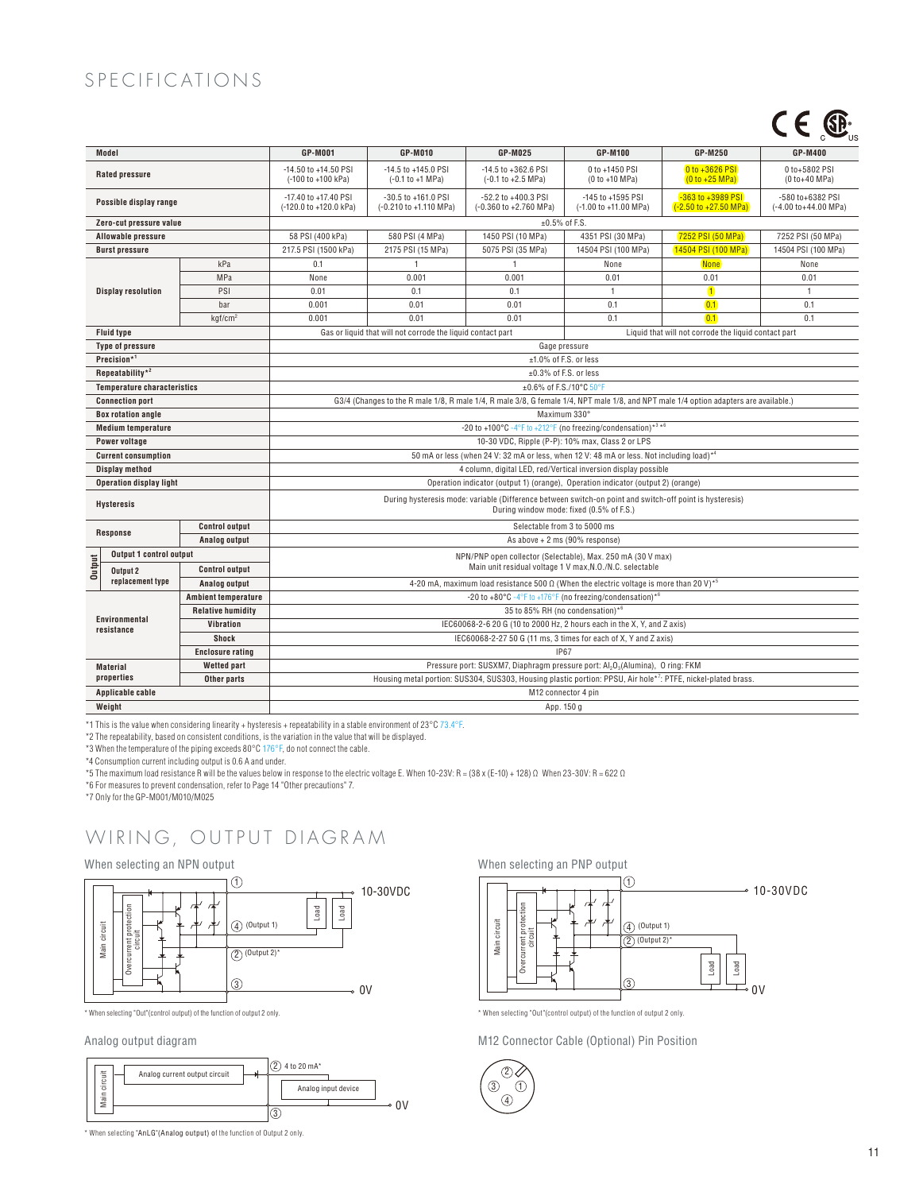# SPECIFICATIONS

| Model | | GP-M001 | GP-M010 | GP-M025 | GP-M100 | GP-M250 | GP-M400 |
|---|---|---|---|---|---|---|---|
| Rated pressure | | -14.50 to +14.50 PSI (-100 to +100 kPa) | -14.5 to +145.0 PSI (-0.1 to +1 MPa) | -14.5 to +362.6 PSI (-0.1 to +2.5 MPa) | 0 to +1450 PSI (0 to +10 MPa) | 0 to +3626 PSI (0 to +25 MPa) | 0 to+5802 PSI (0 to+40 MPa) |
| Possible display range | | -17.40 to +17.40 PSI (-120.0 to +120.0 kPa) | -30.5 to +161.0 PSI (-0.210 to +1.110 MPa) | -52.2 to +400.3 PSI (-0.360 to +2.760 MPa) | -145 to +1595 PSI (-1.00 to +11.00 MPa) | -363 to +3989 PSI (-2.50 to +27.50 MPa) | -580 to+6382 PSI (-4.00 to+44.00 MPa) |
| Zero-cut pressure value | | ±0.5% of F.S. | | | | | |
| Allowable pressure | | 58 PSI (400 kPa) | 580 PSI (4 MPa) | 1450 PSI (10 MPa) | 4351 PSI (30 MPa) | 7252 PSI (50 MPa) | 7252 PSI (50 MPa) |
| Burst pressure | | 217.5 PSI (1500 kPa) | 2175 PSI (15 MPa) | 5075 PSI (35 MPa) | 14504 PSI (100 MPa) | 14504 PSI (100 MPa) | 14504 PSI (100 MPa) |
| Display resolution | kPa | 0.1 | 1 | 1 | None | None | None |
| | MPa | None | 0.001 | 0.001 | 0.01 | 0.01 | 0.01 |
| | PSI | 0.01 | 0.1 | 0.1 | 1 | 1 | 1 |
| | bar | 0.001 | 0.01 | 0.01 | 0.1 | 0.1 | 0.1 |
| | kgf/cm² | 0.001 | 0.01 | 0.01 | 0.1 | 0.1 | 0.1 |
| Fluid type | | Gas or liquid that will not corrode the liquid contact part | | | Liquid that will not corrode the liquid contact part | | |
| Type of pressure | | Gage pressure | | | | | |
| Precision*1 | | ±1.0% of F.S. or less | | | | | |
| Repeatability*2 | | ±0.3% of F.S. or less | | | | | |
| Temperature characteristics | | ±0.6% of F.S./10°C 50°F | | | | | |
| Connection port | | G3/4 (Changes to the R male 1/8, R male 1/4, R male 3/8, G female 1/4, NPT male 1/8, and NPT male 1/4 option adapters are available.) | | | | | |
| Box rotation angle | | Maximum 330° | | | | | |
| Medium temperature | | -20 to +100°C -4°F to +212°F (no freezing/condensation)*3 *6 | | | | | |
| Power voltage | | 10-30 VDC, Ripple (P-P): 10% max, Class 2 or LPS | | | | | |
| Current consumption | | 50 mA or less (when 24 V: 32 mA or less, when 12 V: 48 mA or less. Not including load)*4 | | | | | |
| Display method | | 4 column, digital LED, red/Vertical inversion display possible | | | | | |
| Operation display light | | Operation indicator (output 1) (orange), Operation indicator (output 2) (orange) | | | | | |
| Hysteresis | | During hysteresis mode: variable (Difference between switch-on point and switch-off point is hysteresis) During window mode: fixed (0.5% of F.S.) | | | | | |
| Response | Control output | Selectable from 3 to 5000 ms | | | | | |
| | Analog output | As above + 2 ms (90% response) | | | | | |
| Output: Output 1 control output | | NPN/PNP open collector (Selectable), Max. 250 mA (30 V max) Main unit residual voltage 1 V max,N.O./N.C. selectable | | | | | |
| Output: Output 2 replacement type | Control output | | | | | | |
| | Analog output | 4-20 mA, maximum load resistance 500 Ω (When the electric voltage is more than 20 V)*5 | | | | | |
| Environmental resistance | Ambient temperature | -20 to +80°C -4°F to +176°F (no freezing/condensation)*6 | | | | | |
| | Relative humidity | 35 to 85% RH (no condensation)*6 | | | | | |
| | Vibration | IEC60068-2-6 20 G (10 to 2000 Hz, 2 hours each in the X, Y, and Z axis) | | | | | |
| | Shock | IEC60068-2-27 50 G (11 ms, 3 times for each of X, Y and Z axis) | | | | | |
| | Enclosure rating | IP67 | | | | | |
| Material properties | Wetted part | Pressure port: SUSXM7, Diaphragm pressure port: $Al_2O_3$(Alumina), O ring: FKM | | | | | |
| | Other parts | Housing metal portion: SUS304, SUS303, Housing plastic portion: PPSU, Air hole*7: PTFE, nickel-plated brass. | | | | | |
| Applicable cable | | M12 connector 4 pin | | | | | |
| Weight | | App. 150 g | | | | | |

*1 This is the value when considering linearity + hysteresis + repeatability in a stable environment of 23°C 73.4°F.
*2 The repeatability, based on consistent conditions, is the variation in the value that will be displayed.
*3 When the temperature of the piping exceeds 80°C 176°F, do not connect the cable.
*4 Consumption current including output is 0.6 A and under.
*5 The maximum load resistance R will be the values below in response to the electric voltage E. When 10-23V: R = (38 x (E-10) + 128) Ω When 23-30V: R = 622 Ω
*6 For measures to prevent condensation, refer to Page 14 "Other precautions" 7.
*7 Only for the GP-M001/M010/M025

# WIRING, OUTPUT DIAGRAM

## When selecting an NPN output

Main circuit | Overcurrent protection circuit | ① 10-30VDC | ④ (Output 1) | ② (Output 2)* | ③ 0V | Load | Load

* When selecting "Out"(control output) of the function of output 2 only.

## When selecting an PNP output

Main circuit | Overcurrent protection circuit | ① 10-30VDC | ④ (Output 1) | ② (Output 2)* | ③ 0V | Load | Load

* When selecting "Out"(control output) of the function of output 2 only.

## Analog output diagram

Main circuit | Analog current output circuit | ② 4 to 20 mA* | Analog input device | ③ 0V

* When selecting "AnLG"(Analog output) of the function of Output 2 only.

## M12 Connector Cable (Optional) Pin Position

② ③ ① ④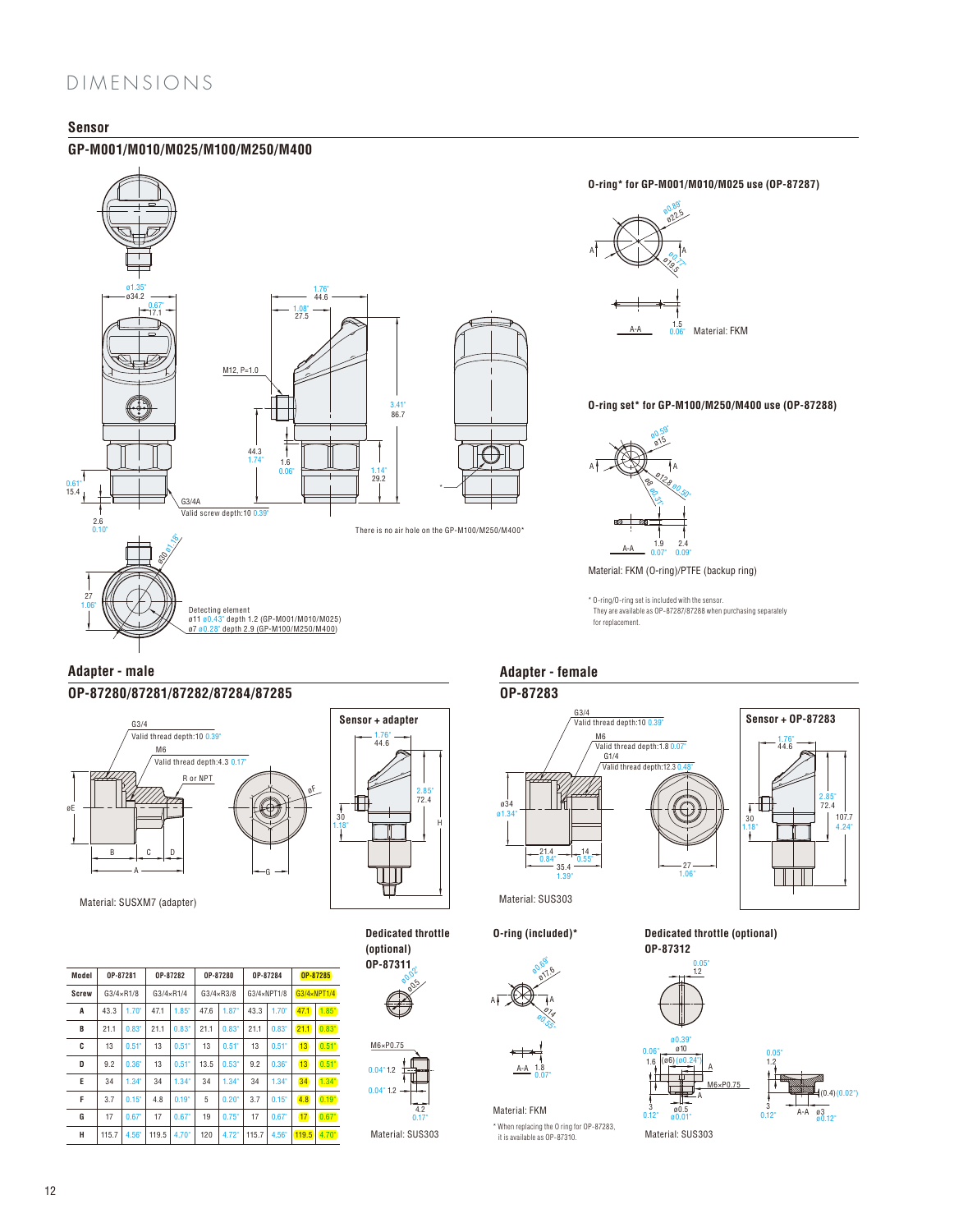# DIMENSIONS

## Sensor

### GP-M001/M010/M025/M100/M250/M400

ø1.35" ø34.2
0.67" 17.1
1.76" 44.6
1.08" 27.5
M12, P=1.0
3.41" 86.7
44.3 1.74"
1.6 0.06"
1.14" 29.2
0.61" 15.4
G3/4A
Valid screw depth:10 0.39"
2.6 0.10"
ø30 ø1.18"
27 1.06"

Detecting element
ø11 ø0.43" depth 1.2 (GP-M001/M010/M025)
ø7 ø0.28" depth 2.9 (GP-M100/M250/M400)

There is no air hole on the GP-M100/M250/M400*

#### O-ring* for GP-M001/M010/M025 use (OP-87287)

ø0.89" ø22.5
ø0.77" ø19.5
A-A
1.5 0.06" Material: FKM

#### O-ring set* for GP-M100/M250/M400 use (OP-87288)

ø0.59" ø15
ø12.8 ø0.50"
ø8 ø0.31"
A-A
1.9 0.07"
2.4 0.09"

Material: FKM (O-ring)/PTFE (backup ring)

\* O-ring/O-ring set is included with the sensor.
They are available as OP-87287/87288 when purchasing separately for replacement.

## Adapter - male

### OP-87280/87281/87282/87284/87285

G3/4
Valid thread depth:10 0.39"
M6
Valid thread depth:4.3 0.17"
R or NPT

Material: SUSXM7 (adapter)

#### Sensor + adapter

1.76" 44.6
2.85" 72.4
30 1.18"
H

| Model | OP-87281 | | OP-87282 | | OP-87280 | | OP-87284 | | OP-87285 | |
|---|---|---|---|---|---|---|---|---|---|---|
| Screw | G3/4×R1/8 | | G3/4×R1/4 | | G3/4×R3/8 | | G3/4×NPT1/8 | | G3/4×NPT1/4 | |
| A | 43.3 | 1.70" | 47.1 | 1.85" | 47.6 | 1.87" | 43.3 | 1.70" | 47.1 | 1.85" |
| B | 21.1 | 0.83" | 21.1 | 0.83" | 21.1 | 0.83" | 21.1 | 0.83" | 21.1 | 0.83" |
| C | 13 | 0.51" | 13 | 0.51" | 13 | 0.51" | 13 | 0.51" | 13 | 0.51" |
| D | 9.2 | 0.36" | 13 | 0.51" | 13.5 | 0.53" | 9.2 | 0.36" | 13 | 0.51" |
| E | 34 | 1.34" | 34 | 1.34" | 34 | 1.34" | 34 | 1.34" | 34 | 1.34" |
| F | 3.7 | 0.15" | 4.8 | 0.19" | 5 | 0.20" | 3.7 | 0.15" | 4.8 | 0.19" |
| G | 17 | 0.67" | 17 | 0.67" | 19 | 0.75" | 17 | 0.67" | 17 | 0.67" |
| H | 115.7 | 4.56" | 119.5 | 4.70" | 120 | 4.72" | 115.7 | 4.56" | 119.5 | 4.70" |

#### Dedicated throttle (optional) OP-87311

ø0.02" ø0.5
M6×P0.75
0.04" 1.2
0.04" 1.2
4.2 0.17"

Material: SUS303

## Adapter - female

### OP-87283

G3/4
Valid thread depth:10 0.39"
M6
Valid thread depth:1.8 0.07"
G1/4
Valid thread depth:12.3 0.48"
ø34 ø1.34"
21.4 0.84"
14 0.55"
35.4 1.39"
27 1.06"

Material: SUS303

#### Sensor + OP-87283

1.76" 44.6
2.85" 72.4
30 1.18"
107.7 4.24"

#### O-ring (included)*

ø0.69" ø17.6
ø14 ø0.55"
A-A 1.8 0.07"

Material: FKM

\* When replacing the O ring for OP-87283, it is available as OP-87310.

#### Dedicated throttle (optional) OP-87312

0.05" 1.2
ø0.39" ø10
0.06" 1.6 (ø6) (ø0.24")
M6×P0.75
3 0.12"
ø0.5 ø0.01"
0.05" 1.2
(0.4) (0.02")
3 0.12"
A-A ø3 ø0.12"

Material: SUS303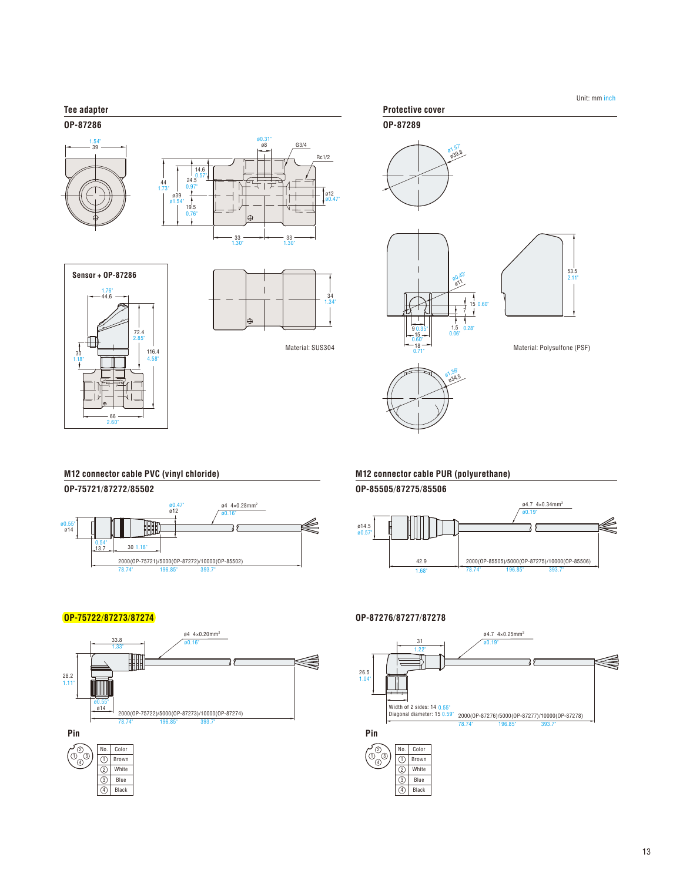Unit: mm inch

## Tee adapter

### OP-87286

1.54" 39

ø0.31" ø8 G3/4

Rc1/2

44 1.73" 14.6 0.57" 24.5 0.97" ø39 ø1.54" 19.5 0.76" ø12 ø0.47"

33 1.30" 33 1.30"

**Sensor + OP-87286**

1.76" 44.6

72.4 2.85"

30 1.18" 116.4 4.58"

66 2.60"

34 1.34"

Material: SUS304

## Protective cover

### OP-87289

ø1.57" ø39.8

ø0.43" ø11

15 0.60" 7

9 0.35" 15 0.60" 18 0.71" 1.5 0.06" 0.28"

53.5 2.11"

ø1.36" ø34.5

Material: Polysulfone (PSF)

## M12 connector cable PVC (vinyl chloride)

### OP-75721/87272/85502

ø0.47" ø12 ø4 4×0.28mm² ø0.16"

ø0.55" ø14

0.54" 13.7 30 1.18"

2000(OP-75721)/5000(OP-87272)/10000(OP-85502)
78.74" 196.85" 393.7"

## M12 connector cable PUR (polyurethane)

### OP-85505/87275/85506

ø4.7 4×0.34mm² ø0.19"

ø14.5 ø0.57"

42.9 1.68"

2000(OP-85505)/5000(OP-87275)/10000(OP-85506)
78.74" 196.85" 393.7"

### OP-75722/87273/87274

ø4 4×0.20mm² ø0.16"

33.8 1.33"

28.2 1.11"

ø0.55" ø14

2000(OP-75722)/5000(OP-87273)/10000(OP-87274)
78.74" 196.85" 393.7"

**Pin**

| No. | Color |
|---|---|
| ① | Brown |
| ② | White |
| ③ | Blue |
| ④ | Black |

### OP-87276/87277/87278

ø4.7 4×0.25mm² ø0.19"

31 1.22"

26.5 1.04"

Width of 2 sides: 14 0.55"
Diagonal diameter: 15 0.59"

2000(OP-87276)/5000(OP-87277)/10000(OP-87278)
78.74" 196.85" 393.7"

**Pin**

| No. | Color |
|---|---|
| ① | Brown |
| ② | White |
| ③ | Blue |
| ④ | Black |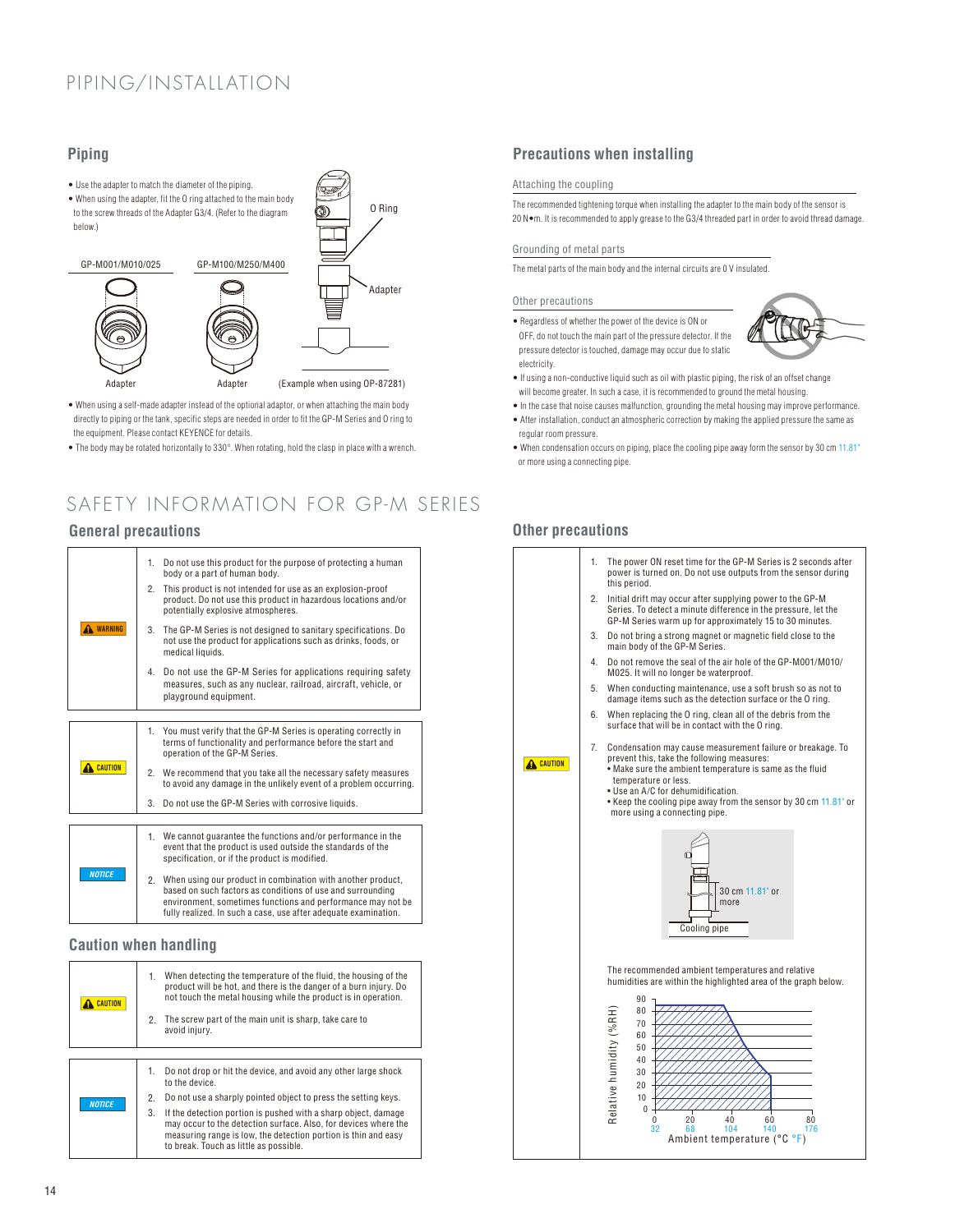# PIPING/INSTALLATION

## Piping

- Use the adapter to match the diameter of the piping.
- When using the adapter, fit the O ring attached to the main body to the screw threads of the Adapter G3/4. (Refer to the diagram below.)

GP-M001/M010/025

GP-M100/M250/M400

O Ring

Adapter

Adapter

Adapter

(Example when using OP-87281)

- When using a self-made adapter instead of the optional adaptor, or when attaching the main body directly to piping or the tank, specific steps are needed in order to fit the GP-M Series and O ring to the equipment. Please contact KEYENCE for details.
- The body may be rotated horizontally to 330°. When rotating, hold the clasp in place with a wrench.

## Precautions when installing

### Attaching the coupling

The recommended tightening torque when installing the adapter to the main body of the sensor is 20 N•m. It is recommended to apply grease to the G3/4 threaded part in order to avoid thread damage.

### Grounding of metal parts

The metal parts of the main body and the internal circuits are 0 V insulated.

### Other precautions

- Regardless of whether the power of the device is ON or OFF, do not touch the main part of the pressure detector. If the pressure detector is touched, damage may occur due to static electricity.
- If using a non-conductive liquid such as oil with plastic piping, the risk of an offset change will become greater. In such a case, it is recommended to ground the metal housing.
- In the case that noise causes malfunction, grounding the metal housing may improve performance.
- After installation, conduct an atmospheric correction by making the applied pressure the same as regular room pressure.
- When condensation occurs on piping, place the cooling pipe away form the sensor by 30 cm 11.81" or more using a connecting pipe.

# SAFETY INFORMATION FOR GP-M SERIES

## General precautions

| | |
|---|---|
| WARNING | 1. Do not use this product for the purpose of protecting a human body or a part of human body.<br>2. This product is not intended for use as an explosion-proof product. Do not use this product in hazardous locations and/or potentially explosive atmospheres.<br>3. The GP-M Series is not designed to sanitary specifications. Do not use the product for applications such as drinks, foods, or medical liquids.<br>4. Do not use the GP-M Series for applications requiring safety measures, such as any nuclear, railroad, aircraft, vehicle, or playground equipment. |

| | |
|---|---|
| CAUTION | 1. You must verify that the GP-M Series is operating correctly in terms of functionality and performance before the start and operation of the GP-M Series.<br>2. We recommend that you take all the necessary safety measures to avoid any damage in the unlikely event of a problem occurring.<br>3. Do not use the GP-M Series with corrosive liquids. |

| | |
|---|---|
| NOTICE | 1. We cannot guarantee the functions and/or performance in the event that the product is used outside the standards of the specification, or if the product is modified.<br>2. When using our product in combination with another product, based on such factors as conditions of use and surrounding environment, sometimes functions and performance may not be fully realized. In such a case, use after adequate examination. |

## Caution when handling

| | |
|---|---|
| CAUTION | 1. When detecting the temperature of the fluid, the housing of the product will be hot, and there is the danger of a burn injury. Do not touch the metal housing while the product is in operation.<br>2. The screw part of the main unit is sharp, take care to avoid injury. |

| | |
|---|---|
| NOTICE | 1. Do not drop or hit the device, and avoid any other large shock to the device.<br>2. Do not use a sharply pointed object to press the setting keys.<br>3. If the detection portion is pushed with a sharp object, damage may occur to the detection surface. Also, for devices where the measuring range is low, the detection portion is thin and easy to break. Touch as little as possible. |

## Other precautions

| | |
|---|---|
| CAUTION | 1. The power ON reset time for the GP-M Series is 2 seconds after power is turned on. Do not use outputs from the sensor during this period.<br>2. Initial drift may occur after supplying power to the GP-M Series. To detect a minute difference in the pressure, let the GP-M Series warm up for approximately 15 to 30 minutes.<br>3. Do not bring a strong magnet or magnetic field close to the main body of the GP-M Series.<br>4. Do not remove the seal of the air hole of the GP-M001/M010/M025. It will no longer be waterproof.<br>5. When conducting maintenance, use a soft brush so as not to damage items such as the detection surface or the O ring.<br>6. When replacing the O ring, clean all of the debris from the surface that will be in contact with the O ring.<br>7. Condensation may cause measurement failure or breakage. To prevent this, take the following measures:<br>• Make sure the ambient temperature is same as the fluid temperature or less.<br>• Use an A/C for dehumidification.<br>• Keep the cooling pipe away from the sensor by 30 cm 11.81" or more using a connecting pipe.<br><br>30 cm 11.81" or more<br>Cooling pipe<br><br>The recommended ambient temperatures and relative humidities are within the highlighted area of the graph below.<br><br>Relative humidity (%RH)<br>90 80 70 60 50 40 30 20 10 0<br>0 20 40 60 80<br>32 68 104 140 176<br>Ambient temperature (°C °F) |